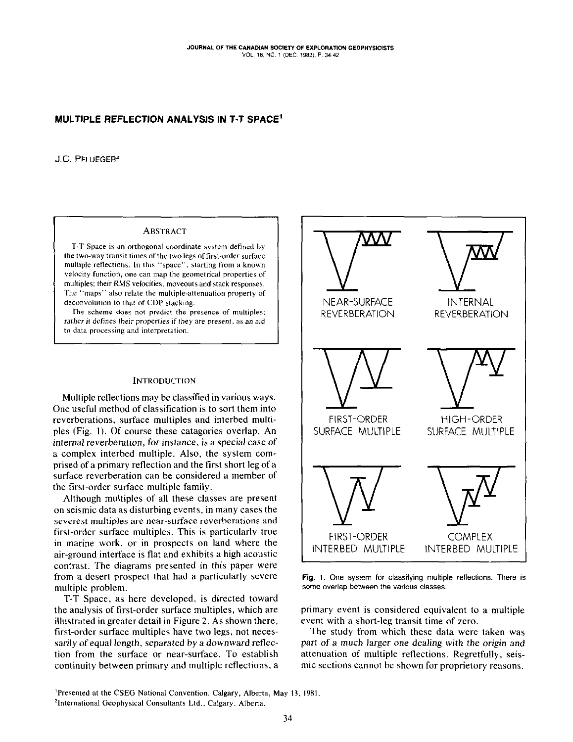# MULTIPLE REFLECTION ANALYSIS IN T-T SPACE[1]

J.C. PFLUEGER[2]

## ABSTRACT

T-T Space is an orthogonal coordinate system defined by the two-way transit times of the two legs of first-order surface multiple reflections. In this "space", starting from a known velocity function, one can map the geometrical properties of multiples: their RMS velocities, moveouts and stack responses. The "maps" also relate the multiple-attenuation property of deconvolution to that of CDP stacking.

The scheme does not predict the presence of multiples; *rather it defines their properties if they are present*, as an aid to data processing and interpretation.

## INTRODUCTION

Multiple reflections may be classified in various ways. One useful method of classification is to sort them into reverberations, surface multiples and interbed multiples (Fig. 1). Of course these catagories overlap. An *internal reverberation, for instance, is a special case of* a complex interbed multiple. Also, the system comprised of a primary reflection and the first short leg of a surface reverberation can be considered a member of the first-order surface multiple family.

Although multiples of all these classes are present on seismic data as disturbing events, in many cases the severest multiples are near-surface reverberations and first-order surface multiples. This is particularly true in marine work, or in prospects on land where the air-ground interface is flat and exhibits a high acoustic contrast. The diagrams presented in this paper were from a desert prospect that had a particularly severe multiple problem.

T-T Space, as here developed, is directed toward the analysis of first-order surface multiples, which are illustrated in greater detail in Figure 2. As shown there, first-order surface multiples have two legs, not *necessarily of equal length*, separated by a downward reflection from the surface or near-surface. To establish continuity between primary and multiple reflections, a primary event is considered equivalent to a multiple event with a short-leg transit time of zero.

The study from which these data were taken was *part of a much larger one dealing with the origin and* attenuation of multiple reflections. Regretfully, seismic sections cannot be shown for proprietary reasons.

NEAR-SURFACE REVERBERATION | INTERNAL REVERBERATION | FIRST-ORDER SURFACE MULTIPLE | HIGH-ORDER SURFACE MULTIPLE | FIRST-ORDER INTERBED MULTIPLE | COMPLEX INTERBED MULTIPLE

**Fig. 1.** One system for classifying multiple reflections. There is some overlap between the various classes.

[1]Presented at the CSEG National Convention, Calgary, Alberta, May 13, 1981.

[2]International Geophysical Consultants Ltd., Calgary, Alberta.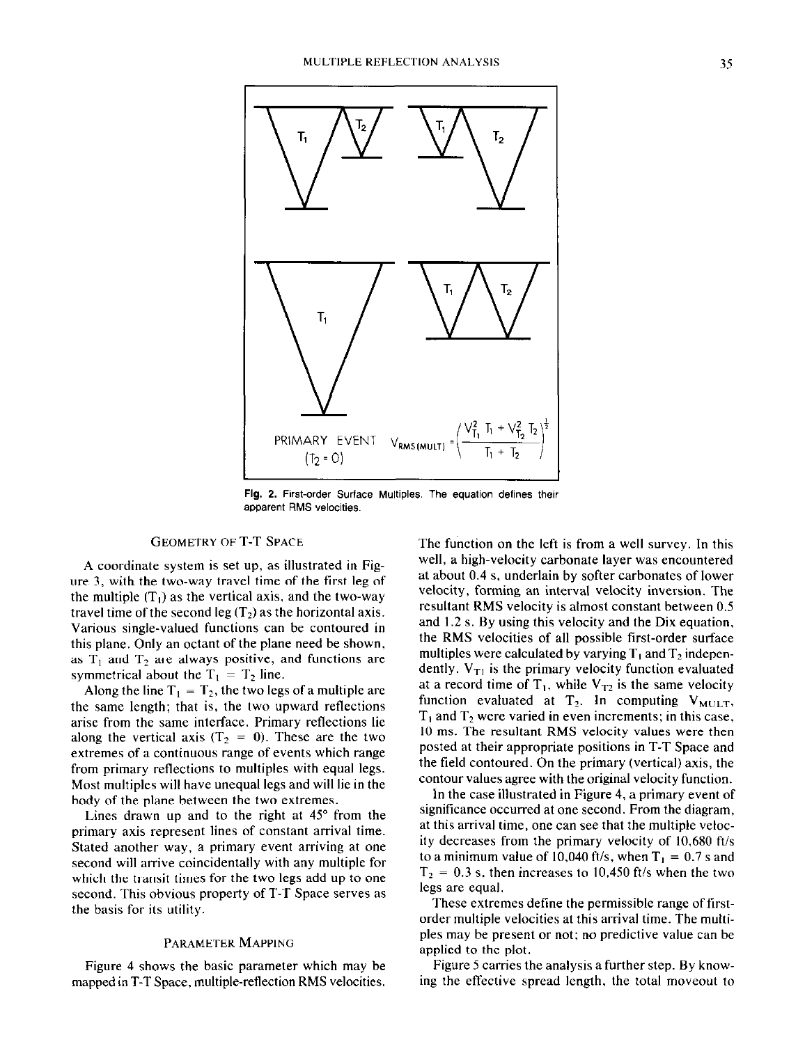$$V_{RMS(MULT)} = \left( \frac{V_{T_1}^2 T_1 + V_{T_2}^2 T_2}{T_1 + T_2} \right)^{\frac{1}{2}}$$

PRIMARY EVENT ($T_2 = 0$)

**Fig. 2.** First-order Surface Multiples. The equation defines their apparent RMS velocities.

## Geometry of T-T Space

A coordinate system is set up, as illustrated in Figure 3, with the two-way travel time of the first leg of the multiple ($T_1$) as the vertical axis, and the two-way travel time of the second leg ($T_2$) as the horizontal axis. Various single-valued functions can be contoured in this plane. Only an octant of the plane need be shown, as $T_1$ and $T_2$ are always positive, and functions are symmetrical about the $T_1 = T_2$ line.

Along the line $T_1 = T_2$, the two legs of a multiple are the same length; that is, the two upward reflections arise from the same interface. Primary reflections lie along the vertical axis ($T_2 = 0$). These are the two extremes of a continuous range of events which range from primary reflections to multiples with equal legs. Most multiples will have unequal legs and will lie in the body of the plane between the two extremes.

Lines drawn up and to the right at 45° from the primary axis represent lines of constant arrival time. Stated another way, a primary event arriving at one second will arrive coincidentally with any multiple for which the transit times for the two legs add up to one second. This obvious property of T-T Space serves as the basis for its utility.

## Parameter Mapping

Figure 4 shows the basic parameter which may be mapped in T-T Space, multiple-reflection RMS velocities. The function on the left is from a well survey. In this well, a high-velocity carbonate layer was encountered at about 0.4 s, underlain by softer carbonates of lower velocity, forming an interval velocity inversion. The resultant RMS velocity is almost constant between 0.5 and 1.2 s. By using this velocity and the Dix equation, the RMS velocities of all possible first-order surface multiples were calculated by varying $T_1$ and $T_2$ independently. $V_{T1}$ is the primary velocity function evaluated at a record time of $T_1$, while $V_{T2}$ is the same velocity function evaluated at $T_2$. In computing $V_{MULT}$, $T_1$ and $T_2$ were varied in even increments; in this case, 10 ms. The resultant RMS velocity values were then posted at their appropriate positions in T-T Space and the field contoured. On the primary (vertical) axis, the contour values agree with the original velocity function.

In the case illustrated in Figure 4, a primary event of significance occurred at one second. From the diagram, at this arrival time, one can see that the multiple velocity decreases from the primary velocity of 10,680 ft/s to a minimum value of 10,040 ft/s, when $T_1 = 0.7$ s and $T_2 = 0.3$ s, then increases to 10,450 ft/s when the two legs are equal.

These extremes define the permissible range of first-order multiple velocities at this arrival time. The multiples may be present or not; no predictive value can be applied to the plot.

Figure 5 carries the analysis a further step. By knowing the effective spread length, the total moveout to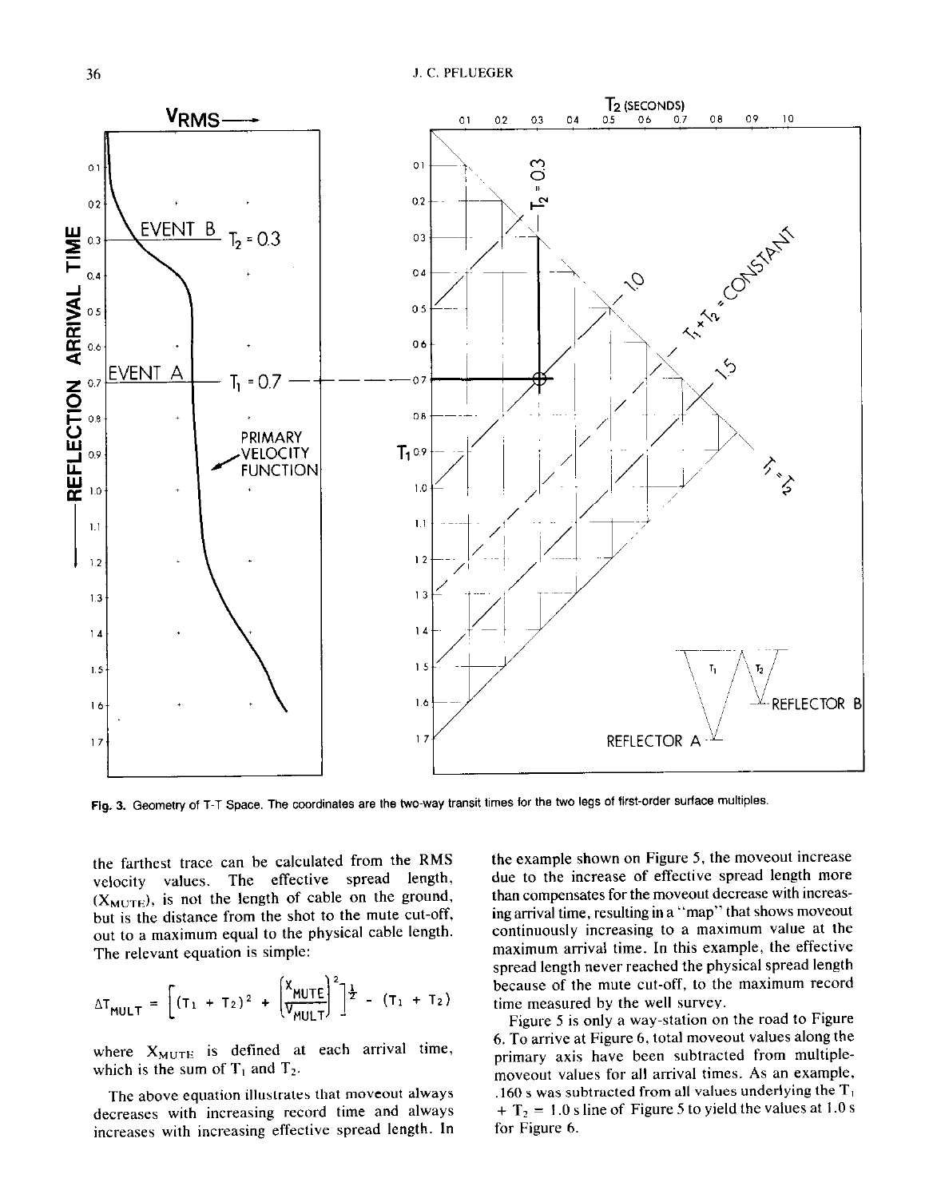Fig. 3. Geometry of T-T Space. The coordinates are the two-way transit times for the two legs of first-order surface multiples.

the farthest trace can be calculated from the RMS velocity values. The effective spread length, ($X_{MUTE}$), is not the length of cable on the ground, but is the distance from the shot to the mute cut-off, out to a maximum equal to the physical cable length. The relevant equation is simple:

$$\Delta T_{MULT} = \left[(T_1 + T_2)^2 + \left(\frac{X_{MUTE}}{V_{MULT}}\right)^2\right]^{\frac{1}{2}} - (T_1 + T_2)$$

where $X_{MUTE}$ is defined at each arrival time, which is the sum of $T_1$ and $T_2$.

The above equation illustrates that moveout always decreases with increasing record time and always increases with increasing effective spread length. In the example shown on Figure 5, the moveout increase due to the increase of effective spread length more than compensates for the moveout decrease with increasing arrival time, resulting in a "map" that shows moveout continuously increasing to a maximum value at the maximum arrival time. In this example, the effective spread length never reached the physical spread length because of the mute cut-off, to the maximum record time measured by the well survey.

Figure 5 is only a way-station on the road to Figure 6. To arrive at Figure 6, total moveout values along the primary axis have been subtracted from multiple-moveout values for all arrival times. As an example, .160 s was subtracted from all values underlying the $T_1 + T_2 = 1.0$ s line of Figure 5 to yield the values at 1.0 s for Figure 6.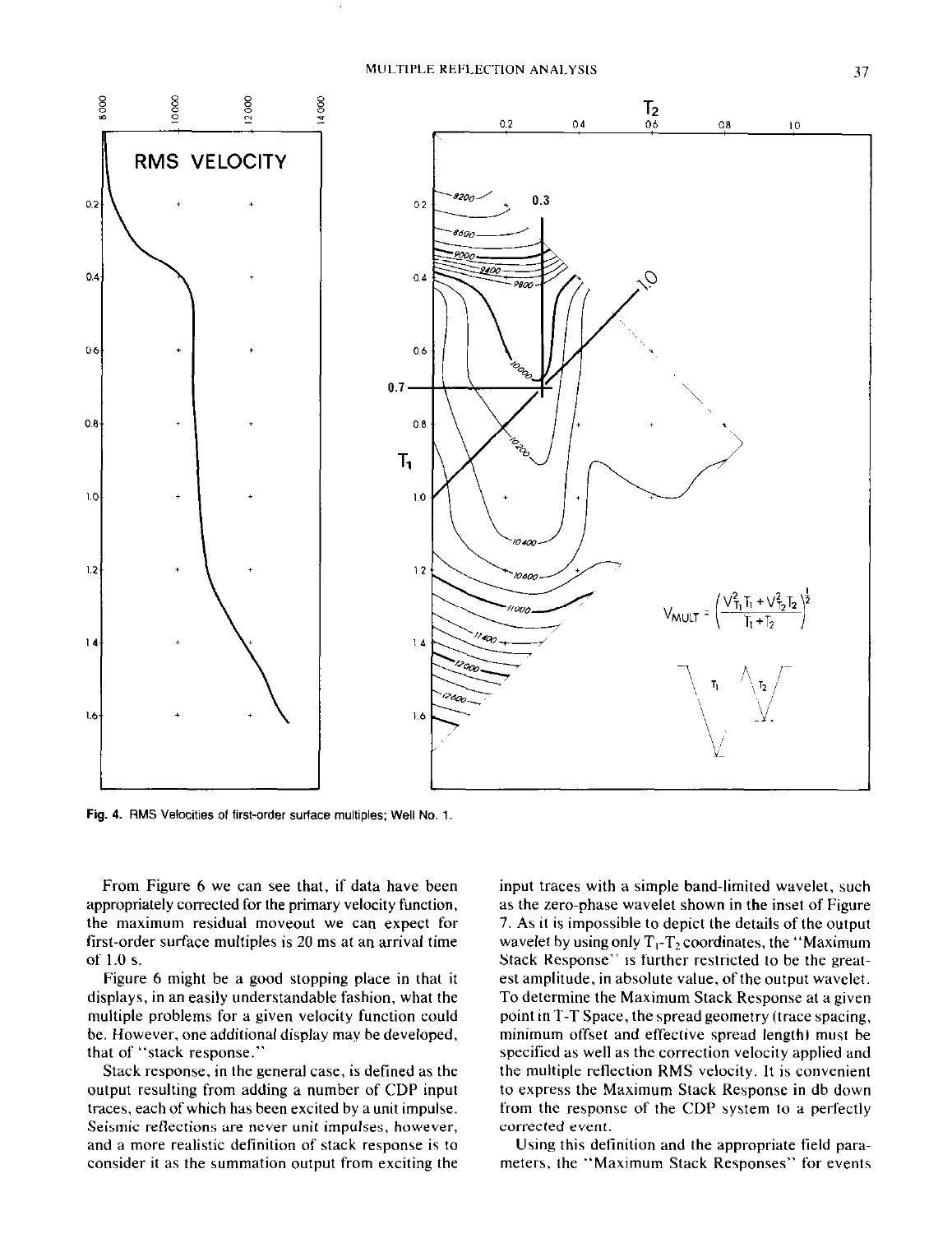Fig. 4. RMS Velocities of first-order surface multiples; Well No. 1.

From Figure 6 we can see that, if data have been appropriately corrected for the primary velocity function, the maximum residual moveout we can expect for first-order surface multiples is 20 ms at an arrival time of 1.0 s.

Figure 6 might be a good stopping place in that it displays, in an easily understandable fashion, what the multiple problems for a given velocity function could be. However, one additional display may be developed, that of "stack response."

Stack response, in the general case, is defined as the output resulting from adding a number of CDP input traces, each of which has been excited by a unit impulse. Seismic reflections are never unit impulses, however, and a more realistic definition of stack response is to consider it as the summation output from exciting the input traces with a simple band-limited wavelet, such as the zero-phase wavelet shown in the inset of Figure 7. As it is impossible to depict the details of the output wavelet by using only $T_1$-$T_2$ coordinates, the "Maximum Stack Response" is further restricted to be the greatest amplitude, in absolute value, of the output wavelet. To determine the Maximum Stack Response at a given point in T-T Space, the spread geometry (trace spacing, minimum offset and effective spread length) must be specified as well as the correction velocity applied and the multiple reflection RMS velocity. It is convenient to express the Maximum Stack Response in db down from the response of the CDP system to a perfectly corrected event.

Using this definition and the appropriate field parameters, the "Maximum Stack Responses" for events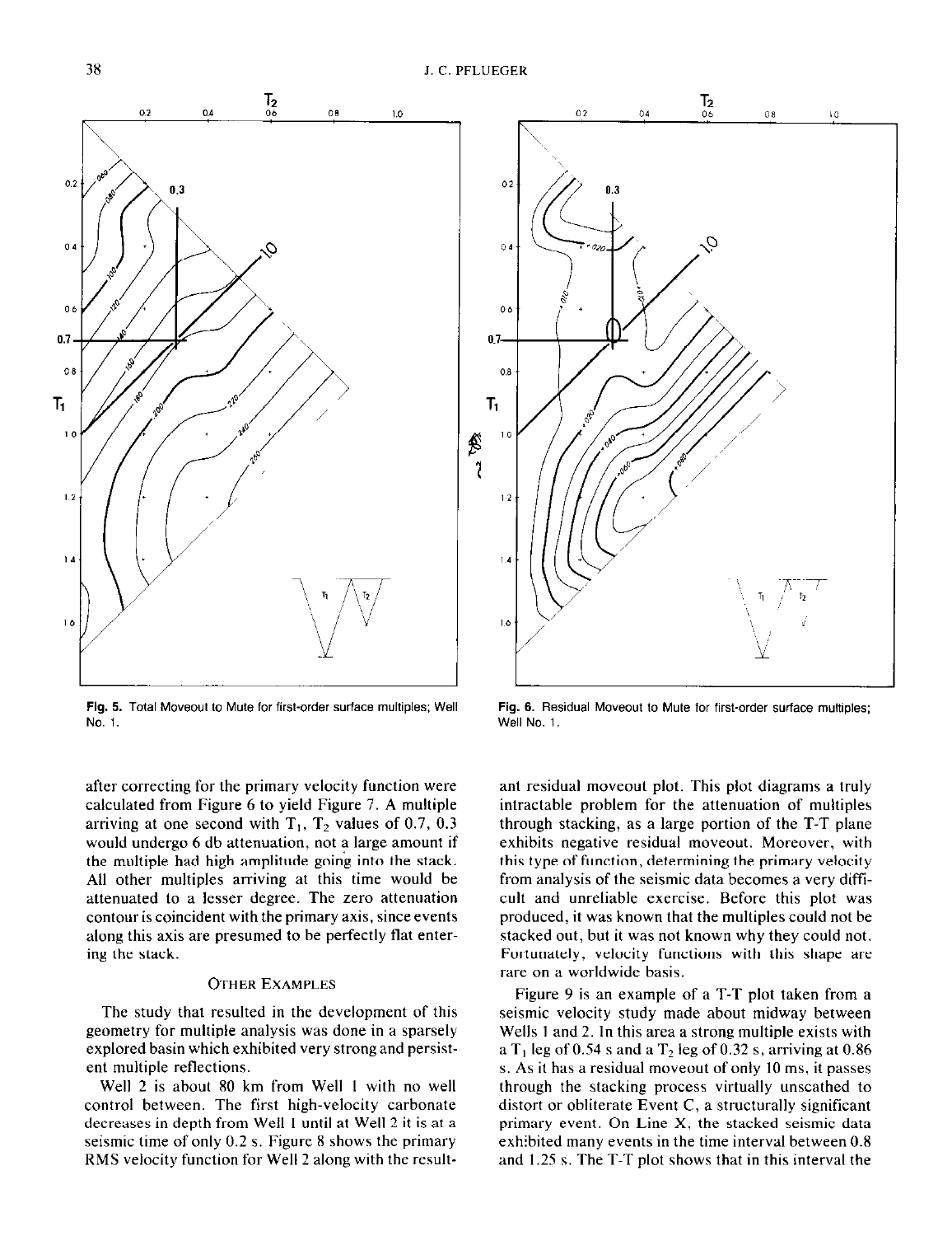Fig. 5. Total Moveout to Mute for first-order surface multiples; Well No. 1.

Fig. 6. Residual Moveout to Mute for first-order surface multiples; Well No. 1.

after correcting for the primary velocity function were calculated from Figure 6 to yield Figure 7. A multiple arriving at one second with $T_1$, $T_2$ values of 0.7, 0.3 would undergo 6 db attenuation, not a large amount if the multiple had high amplitude going into the stack. All other multiples arriving at this time would be attenuated to a lesser degree. The zero attenuation contour is coincident with the primary axis, since events along this axis are presumed to be perfectly flat entering the stack.

## Other Examples

The study that resulted in the development of this geometry for multiple analysis was done in a sparsely explored basin which exhibited very strong and persistent multiple reflections.

Well 2 is about 80 km from Well 1 with no well control between. The first high-velocity carbonate decreases in depth from Well 1 until at Well 2 it is at a seismic time of only 0.2 s. Figure 8 shows the primary RMS velocity function for Well 2 along with the resultant residual moveout plot. This plot diagrams a truly intractable problem for the attenuation of multiples through stacking, as a large portion of the T-T plane exhibits negative residual moveout. Moreover, with this type of function, determining the primary velocity from analysis of the seismic data becomes a very difficult and unreliable exercise. Before this plot was produced, it was known that the multiples could not be stacked out, but it was not known why they could not. Fortunately, velocity functions with this shape are rare on a worldwide basis.

Figure 9 is an example of a T-T plot taken from a seismic velocity study made about midway between Wells 1 and 2. In this area a strong multiple exists with a $T_1$ leg of 0.54 s and a $T_2$ leg of 0.32 s, arriving at 0.86 s. As it has a residual moveout of only 10 ms, it passes through the stacking process virtually unscathed to distort or obliterate Event C, a structurally significant primary event. On Line X, the stacked seismic data exhibited many events in the time interval between 0.8 and 1.25 s. The T-T plot shows that in this interval the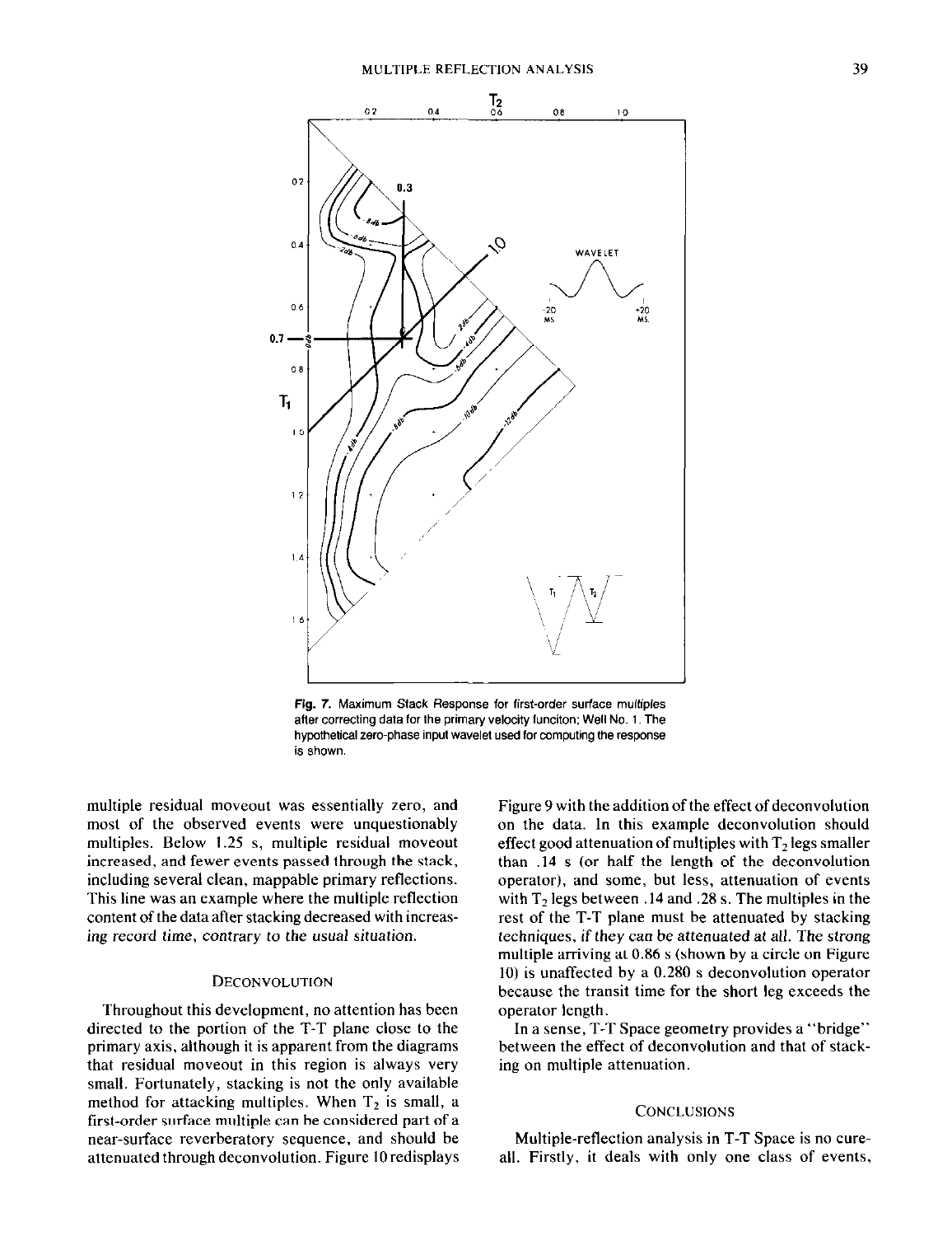Fig. 7. Maximum Stack Response for first-order surface multiples after correcting data for the primary velocity funciton; Well No. 1. The hypothetical zero-phase input wavelet used for computing the response is shown.

multiple residual moveout was essentially zero, and most of the observed events were unquestionably multiples. Below 1.25 s, multiple residual moveout increased, and fewer events passed through the stack, including several clean, mappable primary reflections. This line was an example where the multiple reflection content of the data after stacking decreased with increasing record time, contrary to the usual situation.

## Deconvolution

Throughout this development, no attention has been directed to the portion of the T-T plane close to the primary axis, although it is apparent from the diagrams that residual moveout in this region is always very small. Fortunately, stacking is not the only available method for attacking multiples. When $T_2$ is small, a first-order surface multiple can be considered part of a near-surface reverberatory sequence, and should be attenuated through deconvolution. Figure 10 redisplays Figure 9 with the addition of the effect of deconvolution on the data. In this example deconvolution should effect good attenuation of multiples with $T_2$ legs smaller than .14 s (or half the length of the deconvolution operator), and some, but less, attenuation of events with $T_2$ legs between .14 and .28 s. The multiples in the rest of the T-T plane must be attenuated by stacking techniques, if they can be attenuated at all. The strong multiple arriving at 0.86 s (shown by a circle on Figure 10) is unaffected by a 0.280 s deconvolution operator because the transit time for the short leg exceeds the operator length.

In a sense, T-T Space geometry provides a "bridge" between the effect of deconvolution and that of stacking on multiple attenuation.

## Conclusions

Multiple-reflection analysis in T-T Space is no cure-all. Firstly, it deals with only one class of events,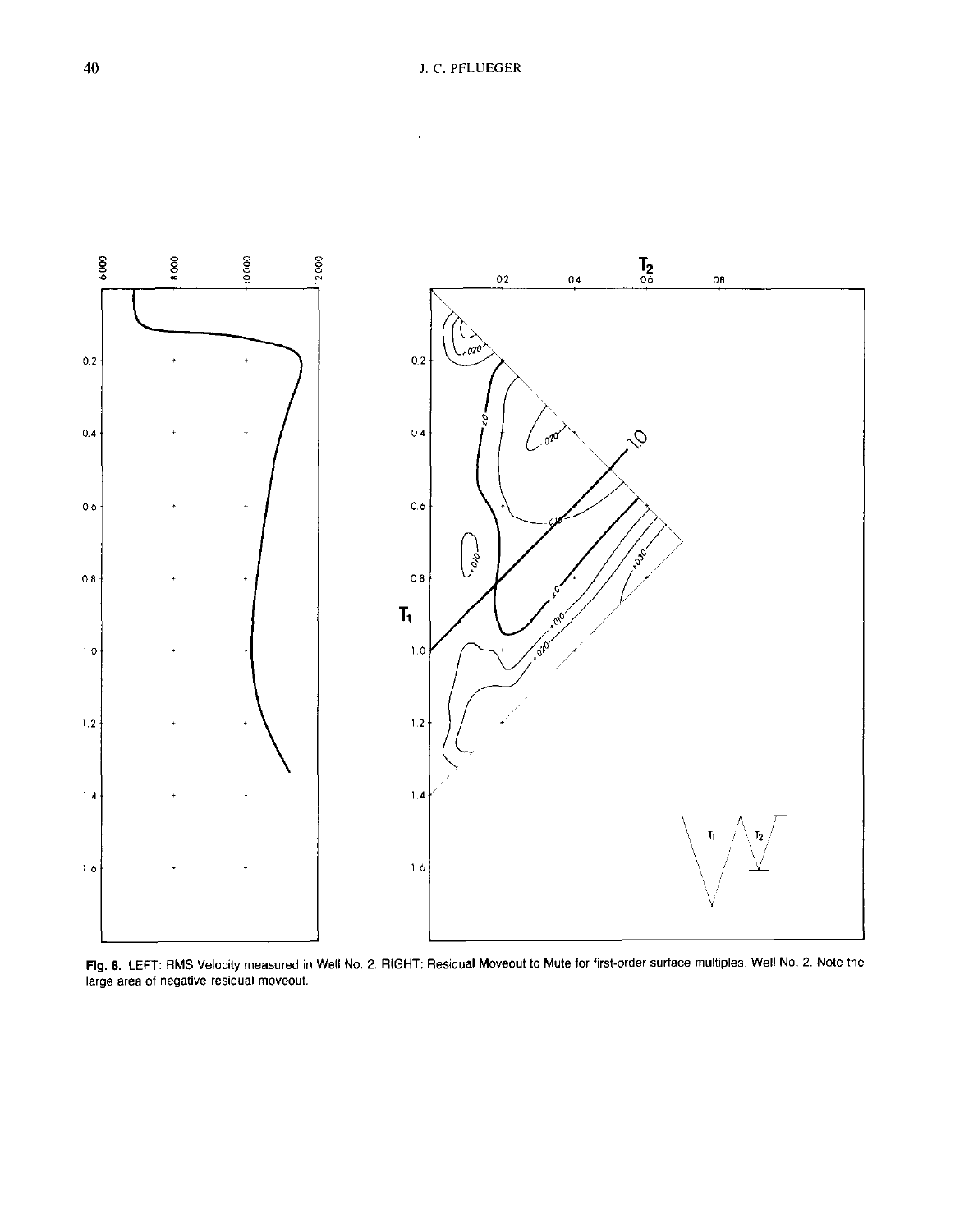**Fig. 8.** LEFT: RMS Velocity measured in Well No. 2. RIGHT: Residual Moveout to Mute for first-order surface multiples; Well No. 2. Note the large area of negative residual moveout.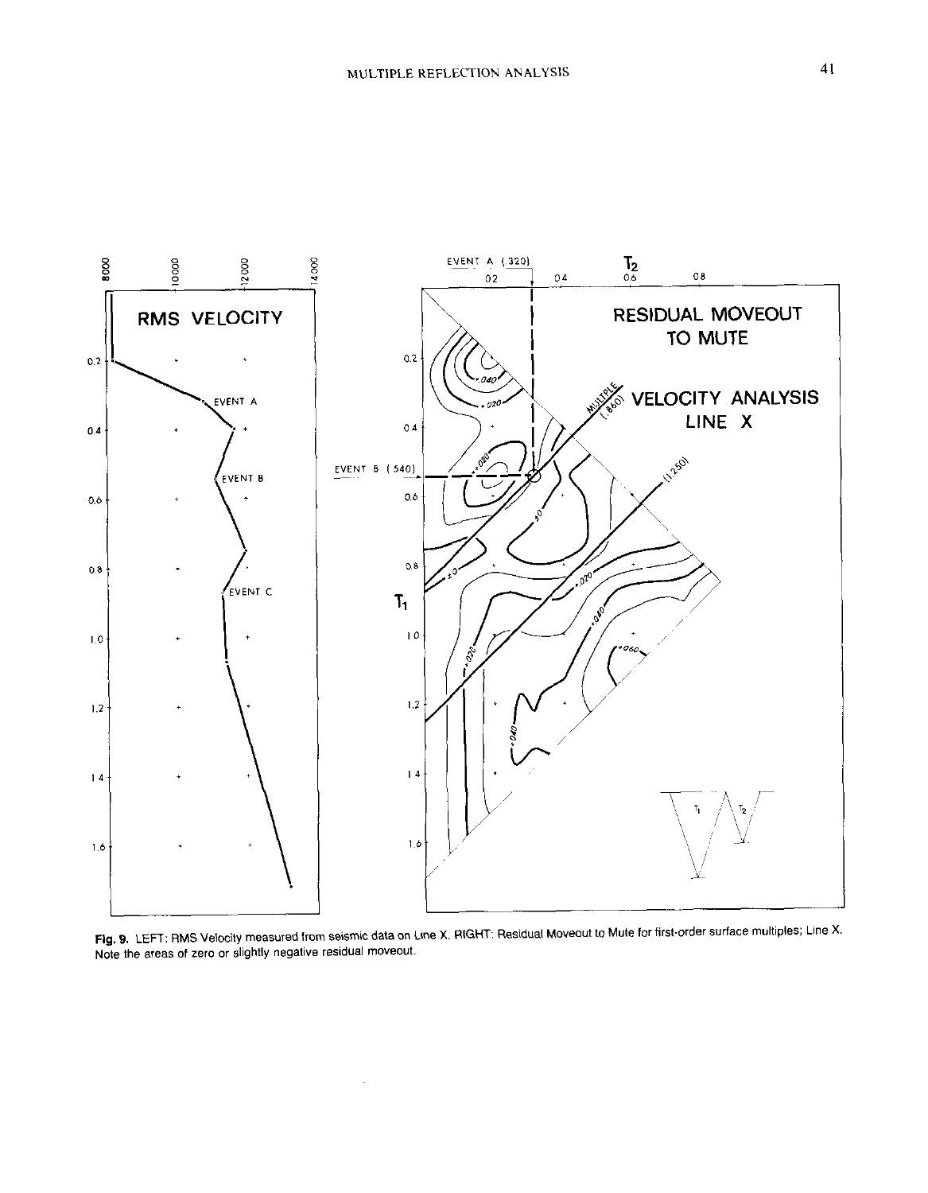**Fig. 9.** LEFT: RMS Velocity measured from seismic data on Line X. RIGHT: Residual Moveout to Mute for first-order surface multiples; Line X. Note the areas of zero or slightly negative residual moveout.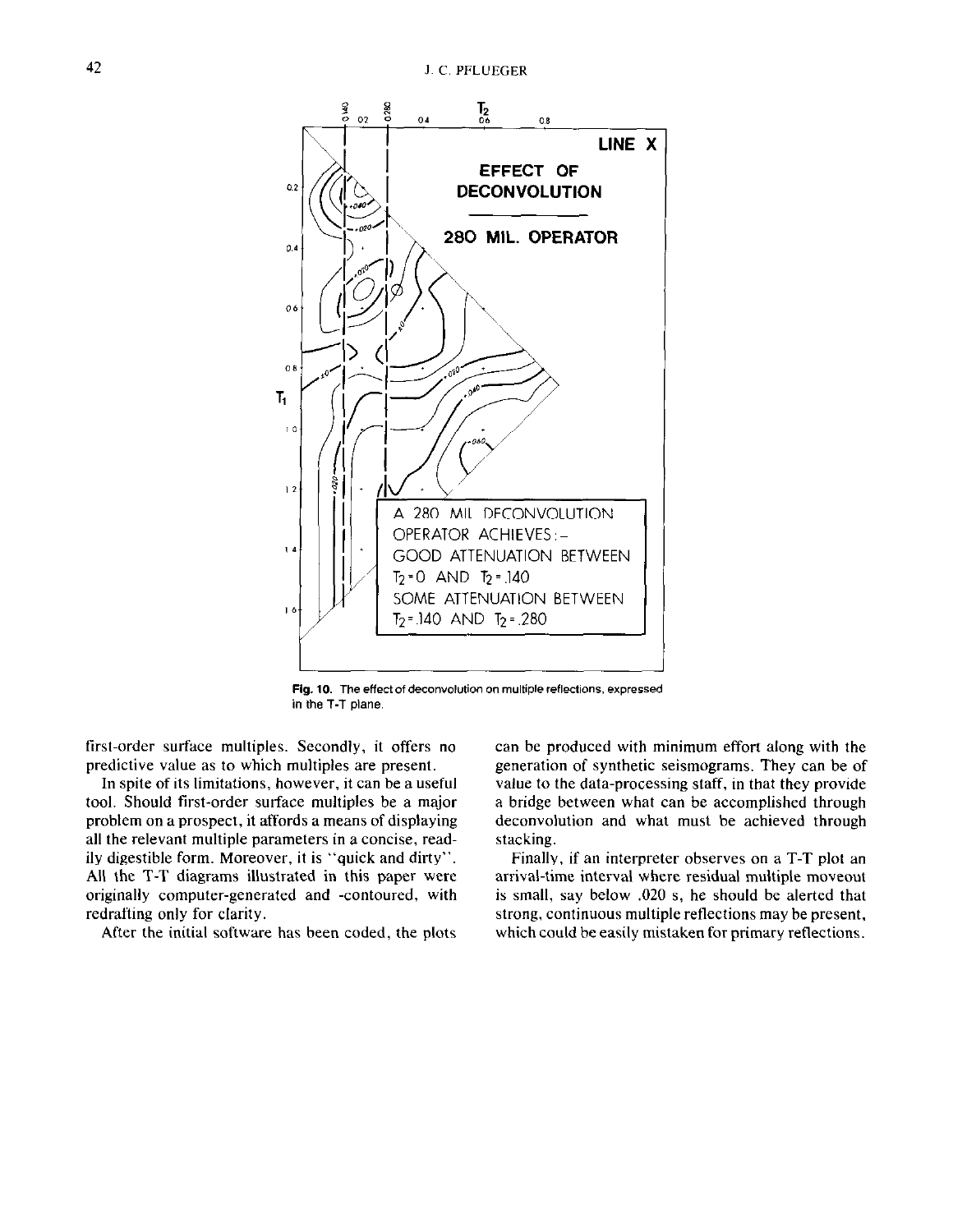LINE X

EFFECT OF DECONVOLUTION

280 MIL. OPERATOR

A 280 MIL DECONVOLUTION OPERATOR ACHIEVES:–
GOOD ATTENUATION BETWEEN $T_2$=0 AND $T_2$=.140
SOME ATTENUATION BETWEEN $T_2$=.140 AND $T_2$=.280

**Fig. 10.** The effect of deconvolution on multiple reflections, expressed in the T-T plane.

first-order surface multiples. Secondly, it offers no predictive value as to which multiples are present.

In spite of its limitations, however, it can be a useful tool. Should first-order surface multiples be a major problem on a prospect, it affords a means of displaying all the relevant multiple parameters in a concise, readily digestible form. Moreover, it is "quick and dirty". All the T-T diagrams illustrated in this paper were originally computer-generated and -contoured, with redrafting only for clarity.

After the initial software has been coded, the plots can be produced with minimum effort along with the generation of synthetic seismograms. They can be of value to the data-processing staff, in that they provide a bridge between what can be accomplished through deconvolution and what must be achieved through stacking.

Finally, if an interpreter observes on a T-T plot an arrival-time interval where residual multiple moveout is small, say below .020 s, he should be alerted that strong, continuous multiple reflections may be present, which could be easily mistaken for primary reflections.